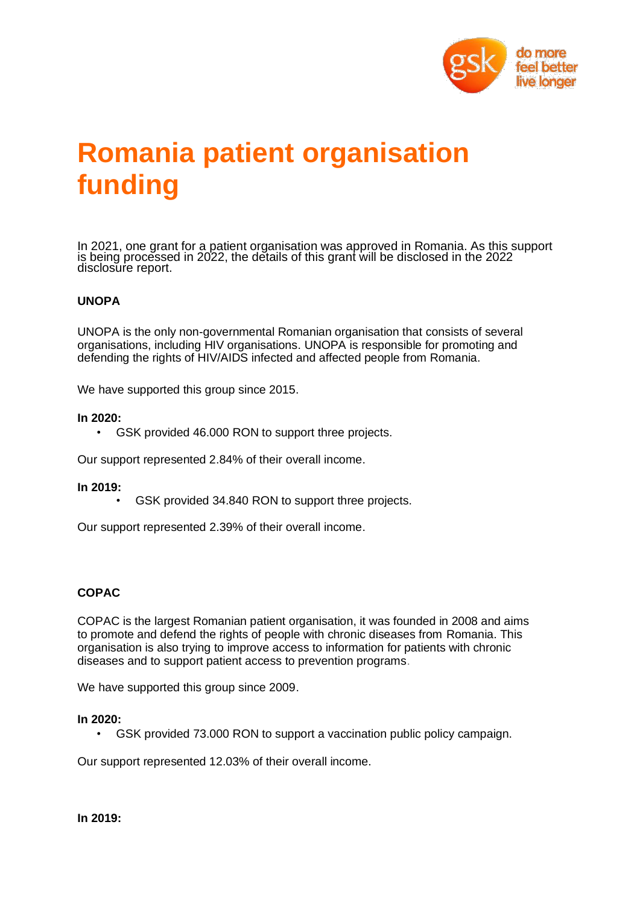# Romania patient organisation funding

In 2021, one grant for a patient organisation was approved in Romania. As this support is being processed in 2022, the details of this grant will be disclosed in the 2022 disclosure report.

### UNOPA

UNOPA is the only non-governmental Romanian organisation that consists of several organisations, including HIV organisations. UNOPA is responsible for promoting and defending the rights of HIV/AIDS infected and affected people from Romania.

We have supported this group since 2015.

**In 2020:**

- GSK provided 46.000 RON to support three projects.

Our support represented 2.84% of their overall income.

**In 2019:**

- GSK provided 34.840 RON to support three projects.

Our support represented 2.39% of their overall income.

### COPAC

COPAC is the largest Romanian patient organisation, it was founded in 2008 and aims to promote and defend the rights of people with chronic diseases from Romania. This organisation is also trying to improve access to information for patients with chronic diseases and to support patient access to prevention programs.

We have supported this group since 2009.

**In 2020:**

- GSK provided 73.000 RON to support a vaccination public policy campaign.

Our support represented 12.03% of their overall income.

**In 2019:**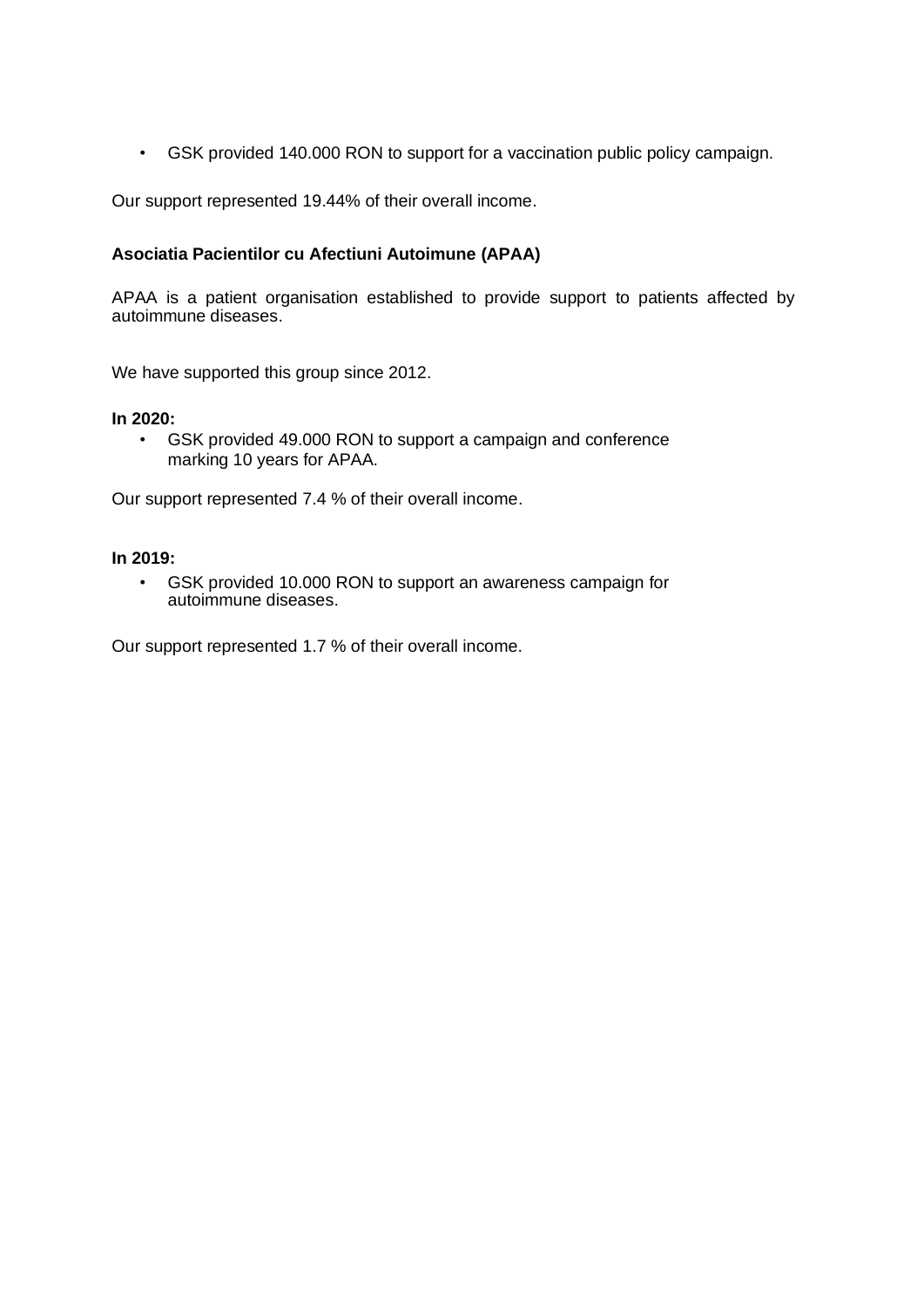- GSK provided 140.000 RON to support for a vaccination public policy campaign.

Our support represented 19.44% of their overall income.

**Asociatia Pacientilor cu Afectiuni Autoimune (APAA)**

APAA is a patient organisation established to provide support to patients affected by autoimmune diseases.

We have supported this group since 2012.

**In 2020:**

- GSK provided 49.000 RON to support a campaign and conference marking 10 years for APAA.

Our support represented 7.4 % of their overall income.

**In 2019:**

- GSK provided 10.000 RON to support an awareness campaign for autoimmune diseases.

Our support represented 1.7 % of their overall income.